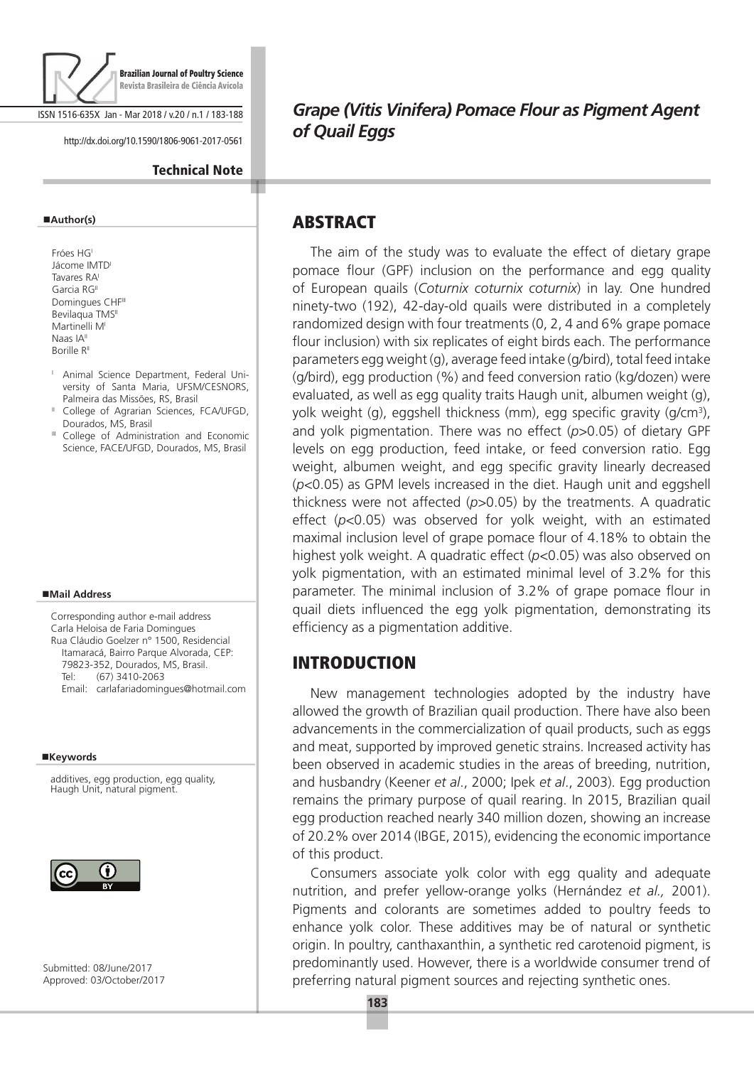Brazilian Journal of Poultry Science
Revista Brasileira de Ciência Avícola

ISSN 1516-635X Jan - Mar 2018 / v.20 / n.1 / 183-188

http://dx.doi.org/10.1590/1806-9061-2017-0561

**Technical Note**

# *Grape (Vitis Vinifera) Pomace Flour as Pigment Agent of Quail Eggs*

**Author(s)**

Fróes HG[I]
Jácome IMTD[I]
Tavares RA[I]
Garcia RG[II]
Domingues CHF[III]
Bevilaqua TMS[II]
Martinelli M[I]
Naas IA[II]
Borille R[II]

[I] Animal Science Department, Federal University of Santa Maria, UFSM/CESNORS, Palmeira das Missões, RS, Brasil
[II] College of Agrarian Sciences, FCA/UFGD, Dourados, MS, Brasil
[III] College of Administration and Economic Science, FACE/UFGD, Dourados, MS, Brasil

**Mail Address**

Corresponding author e-mail address
Carla Heloisa de Faria Domingues
Rua Cláudio Goelzer n° 1500, Residencial Itamaracá, Bairro Parque Alvorada, CEP: 79823-352, Dourados, MS, Brasil.
Tel: (67) 3410-2063
Email: carlafariadomingues@hotmail.com

**Keywords**

additives, egg production, egg quality, Haugh Unit, natural pigment.

Submitted: 08/June/2017
Approved: 03/October/2017

## ABSTRACT

The aim of the study was to evaluate the effect of dietary grape pomace flour (GPF) inclusion on the performance and egg quality of European quails (*Coturnix coturnix coturnix*) in lay. One hundred ninety-two (192), 42-day-old quails were distributed in a completely randomized design with four treatments (0, 2, 4 and 6% grape pomace flour inclusion) with six replicates of eight birds each. The performance parameters egg weight (g), average feed intake (g/bird), total feed intake (g/bird), egg production (%) and feed conversion ratio (kg/dozen) were evaluated, as well as egg quality traits Haugh unit, albumen weight (g), yolk weight (g), eggshell thickness (mm), egg specific gravity (g/cm$^3$), and yolk pigmentation. There was no effect ($p$>0.05) of dietary GPF levels on egg production, feed intake, or feed conversion ratio. Egg weight, albumen weight, and egg specific gravity linearly decreased ($p$<0.05) as GPM levels increased in the diet. Haugh unit and eggshell thickness were not affected ($p$>0.05) by the treatments. A quadratic effect ($p$<0.05) was observed for yolk weight, with an estimated maximal inclusion level of grape pomace flour of 4.18% to obtain the highest yolk weight. A quadratic effect ($p$<0.05) was also observed on yolk pigmentation, with an estimated minimal level of 3.2% for this parameter. The minimal inclusion of 3.2% of grape pomace flour in quail diets influenced the egg yolk pigmentation, demonstrating its efficiency as a pigmentation additive.

## INTRODUCTION

New management technologies adopted by the industry have allowed the growth of Brazilian quail production. There have also been advancements in the commercialization of quail products, such as eggs and meat, supported by improved genetic strains. Increased activity has been observed in academic studies in the areas of breeding, nutrition, and husbandry (Keener *et al*., 2000; Ipek *et al*., 2003). Egg production remains the primary purpose of quail rearing. In 2015, Brazilian quail egg production reached nearly 340 million dozen, showing an increase of 20.2% over 2014 (IBGE, 2015), evidencing the economic importance of this product.

Consumers associate yolk color with egg quality and adequate nutrition, and prefer yellow-orange yolks (Hernández *et al.,* 2001). Pigments and colorants are sometimes added to poultry feeds to enhance yolk color. These additives may be of natural or synthetic origin. In poultry, canthaxanthin, a synthetic red carotenoid pigment, is predominantly used. However, there is a worldwide consumer trend of preferring natural pigment sources and rejecting synthetic ones.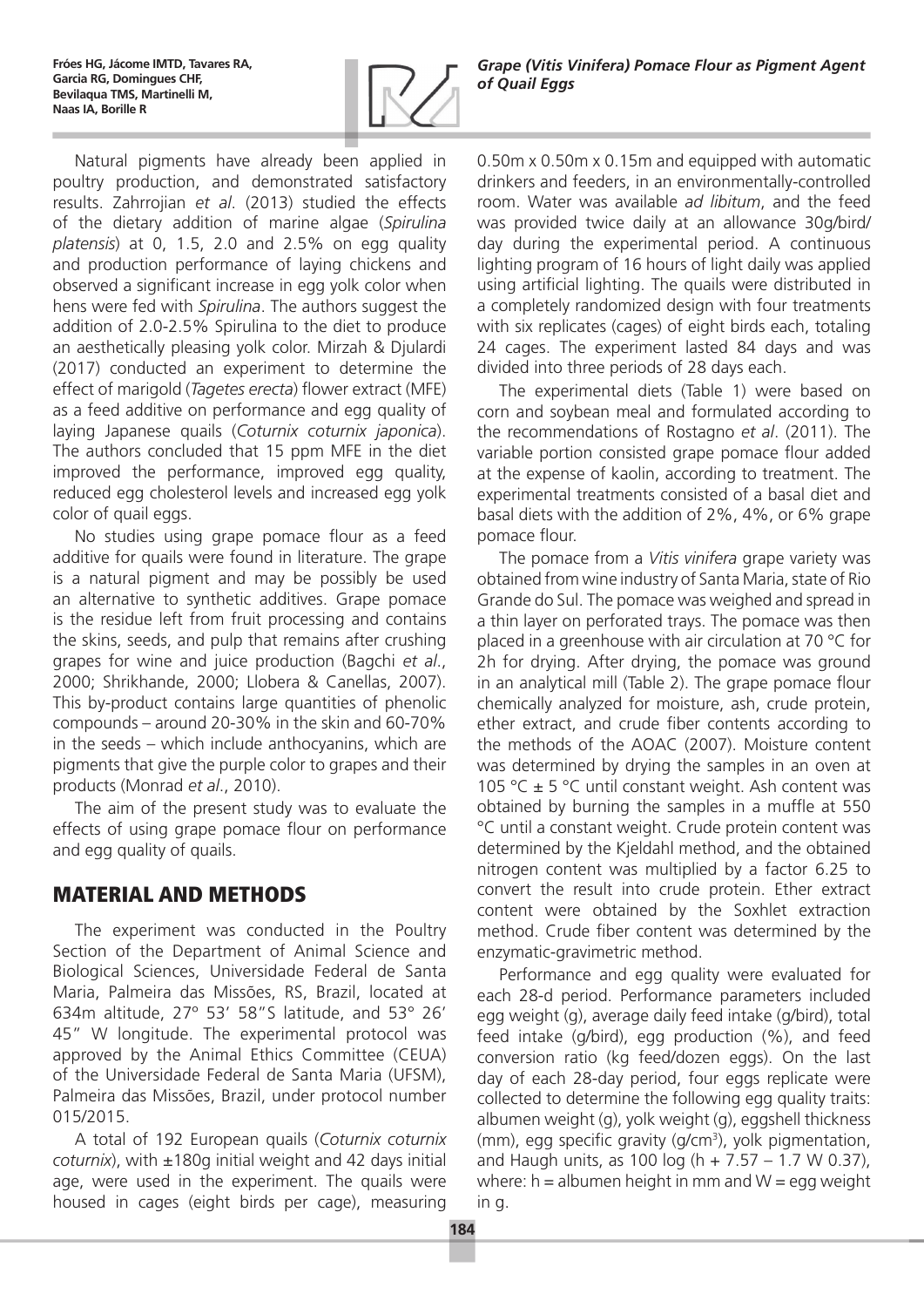Natural pigments have already been applied in poultry production, and demonstrated satisfactory results. Zahrrojian *et al*. (2013) studied the effects of the dietary addition of marine algae (*Spirulina platensis*) at 0, 1.5, 2.0 and 2.5% on egg quality and production performance of laying chickens and observed a significant increase in egg yolk color when hens were fed with *Spirulina*. The authors suggest the addition of 2.0-2.5% Spirulina to the diet to produce an aesthetically pleasing yolk color. Mirzah & Djulardi (2017) conducted an experiment to determine the effect of marigold (*Tagetes erecta*) flower extract (MFE) as a feed additive on performance and egg quality of laying Japanese quails (*Coturnix coturnix japonica*). The authors concluded that 15 ppm MFE in the diet improved the performance, improved egg quality, reduced egg cholesterol levels and increased egg yolk color of quail eggs.

No studies using grape pomace flour as a feed additive for quails were found in literature. The grape is a natural pigment and may be possibly be used an alternative to synthetic additives. Grape pomace is the residue left from fruit processing and contains the skins, seeds, and pulp that remains after crushing grapes for wine and juice production (Bagchi *et al*., 2000; Shrikhande, 2000; Llobera & Canellas, 2007). This by-product contains large quantities of phenolic compounds – around 20-30% in the skin and 60-70% in the seeds – which include anthocyanins, which are pigments that give the purple color to grapes and their products (Monrad *et al*., 2010).

The aim of the present study was to evaluate the effects of using grape pomace flour on performance and egg quality of quails.

## MATERIAL AND METHODS

The experiment was conducted in the Poultry Section of the Department of Animal Science and Biological Sciences, Universidade Federal de Santa Maria, Palmeira das Missões, RS, Brazil, located at 634m altitude, 27° 53′ 58″S latitude, and 53° 26′ 45″ W longitude. The experimental protocol was approved by the Animal Ethics Committee (CEUA) of the Universidade Federal de Santa Maria (UFSM), Palmeira das Missões, Brazil, under protocol number 015/2015.

A total of 192 European quails (*Coturnix coturnix coturnix*), with ±180g initial weight and 42 days initial age, were used in the experiment. The quails were housed in cages (eight birds per cage), measuring 0.50m x 0.50m x 0.15m and equipped with automatic drinkers and feeders, in an environmentally-controlled room. Water was available *ad libitum*, and the feed was provided twice daily at an allowance 30g/bird/day during the experimental period. A continuous lighting program of 16 hours of light daily was applied using artificial lighting. The quails were distributed in a completely randomized design with four treatments with six replicates (cages) of eight birds each, totaling 24 cages. The experiment lasted 84 days and was divided into three periods of 28 days each.

The experimental diets (Table 1) were based on corn and soybean meal and formulated according to the recommendations of Rostagno *et al*. (2011). The variable portion consisted grape pomace flour added at the expense of kaolin, according to treatment. The experimental treatments consisted of a basal diet and basal diets with the addition of 2%, 4%, or 6% grape pomace flour.

The pomace from a *Vitis vinifera* grape variety was obtained from wine industry of Santa Maria, state of Rio Grande do Sul. The pomace was weighed and spread in a thin layer on perforated trays. The pomace was then placed in a greenhouse with air circulation at 70 °C for 2h for drying. After drying, the pomace was ground in an analytical mill (Table 2). The grape pomace flour chemically analyzed for moisture, ash, crude protein, ether extract, and crude fiber contents according to the methods of the AOAC (2007). Moisture content was determined by drying the samples in an oven at 105 °C ± 5 °C until constant weight. Ash content was obtained by burning the samples in a muffle at 550 °C until a constant weight. Crude protein content was determined by the Kjeldahl method, and the obtained nitrogen content was multiplied by a factor 6.25 to convert the result into crude protein. Ether extract content were obtained by the Soxhlet extraction method. Crude fiber content was determined by the enzymatic-gravimetric method.

Performance and egg quality were evaluated for each 28-d period. Performance parameters included egg weight (g), average daily feed intake (g/bird), total feed intake (g/bird), egg production (%), and feed conversion ratio (kg feed/dozen eggs). On the last day of each 28-day period, four eggs replicate were collected to determine the following egg quality traits: albumen weight (g), yolk weight (g), eggshell thickness (mm), egg specific gravity (g/cm$^3$), yolk pigmentation, and Haugh units, as 100 log (h + 7.57 – 1.7 W 0.37), where: h = albumen height in mm and W = egg weight in g.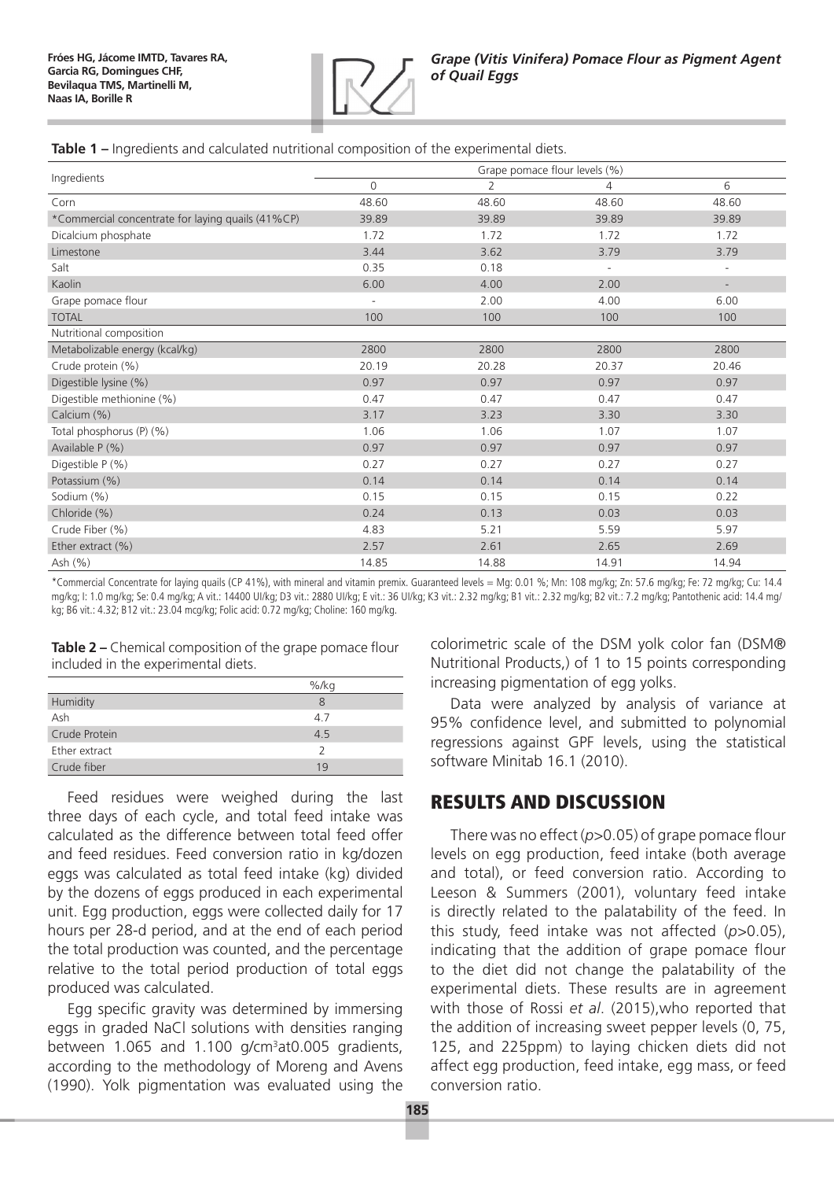**Table 1 –** Ingredients and calculated nutritional composition of the experimental diets.

| Ingredients | Grape pomace flour levels (%) | | | |
|---|---|---|---|---|
| | 0 | 2 | 4 | 6 |
| Corn | 48.60 | 48.60 | 48.60 | 48.60 |
| *Commercial concentrate for laying quails (41%CP) | 39.89 | 39.89 | 39.89 | 39.89 |
| Dicalcium phosphate | 1.72 | 1.72 | 1.72 | 1.72 |
| Limestone | 3.44 | 3.62 | 3.79 | 3.79 |
| Salt | 0.35 | 0.18 | - | - |
| Kaolin | 6.00 | 4.00 | 2.00 | - |
| Grape pomace flour | - | 2.00 | 4.00 | 6.00 |
| TOTAL | 100 | 100 | 100 | 100 |
| Nutritional composition | | | | |
| Metabolizable energy (kcal/kg) | 2800 | 2800 | 2800 | 2800 |
| Crude protein (%) | 20.19 | 20.28 | 20.37 | 20.46 |
| Digestible lysine (%) | 0.97 | 0.97 | 0.97 | 0.97 |
| Digestible methionine (%) | 0.47 | 0.47 | 0.47 | 0.47 |
| Calcium (%) | 3.17 | 3.23 | 3.30 | 3.30 |
| Total phosphorus (P) (%) | 1.06 | 1.06 | 1.07 | 1.07 |
| Available P (%) | 0.97 | 0.97 | 0.97 | 0.97 |
| Digestible P (%) | 0.27 | 0.27 | 0.27 | 0.27 |
| Potassium (%) | 0.14 | 0.14 | 0.14 | 0.14 |
| Sodium (%) | 0.15 | 0.15 | 0.15 | 0.22 |
| Chloride (%) | 0.24 | 0.13 | 0.03 | 0.03 |
| Crude Fiber (%) | 4.83 | 5.21 | 5.59 | 5.97 |
| Ether extract (%) | 2.57 | 2.61 | 2.65 | 2.69 |
| Ash (%) | 14.85 | 14.88 | 14.91 | 14.94 |

*Commercial Concentrate for laying quails (CP 41%), with mineral and vitamin premix. Guaranteed levels = Mg: 0.01 %; Mn: 108 mg/kg; Zn: 57.6 mg/kg; Fe: 72 mg/kg; Cu: 14.4 mg/kg; I: 1.0 mg/kg; Se: 0.4 mg/kg; A vit.: 14400 UI/kg; D3 vit.: 2880 UI/kg; E vit.: 36 UI/kg; K3 vit.: 2.32 mg/kg; B1 vit.: 2.32 mg/kg; B2 vit.: 7.2 mg/kg; Pantothenic acid: 14.4 mg/kg; B6 vit.: 4.32; B12 vit.: 23.04 mcg/kg; Folic acid: 0.72 mg/kg; Choline: 160 mg/kg.

**Table 2 –** Chemical composition of the grape pomace flour included in the experimental diets.

| | %/kg |
|---|---|
| Humidity | 8 |
| Ash | 4.7 |
| Crude Protein | 4.5 |
| Ether extract | 2 |
| Crude fiber | 19 |

Feed residues were weighed during the last three days of each cycle, and total feed intake was calculated as the difference between total feed offer and feed residues. Feed conversion ratio in kg/dozen eggs was calculated as total feed intake (kg) divided by the dozens of eggs produced in each experimental unit. Egg production, eggs were collected daily for 17 hours per 28-d period, and at the end of each period the total production was counted, and the percentage relative to the total period production of total eggs produced was calculated.

Egg specific gravity was determined by immersing eggs in graded NaCl solutions with densities ranging between 1.065 and 1.100 g/cm$^3$at0.005 gradients, according to the methodology of Moreng and Avens (1990). Yolk pigmentation was evaluated using the colorimetric scale of the DSM yolk color fan (DSM® Nutritional Products,) of 1 to 15 points corresponding increasing pigmentation of egg yolks.

Data were analyzed by analysis of variance at 95% confidence level, and submitted to polynomial regressions against GPF levels, using the statistical software Minitab 16.1 (2010).

## RESULTS AND DISCUSSION

There was no effect ($p>0.05$) of grape pomace flour levels on egg production, feed intake (both average and total), or feed conversion ratio. According to Leeson & Summers (2001), voluntary feed intake is directly related to the palatability of the feed. In this study, feed intake was not affected ($p>0.05$), indicating that the addition of grape pomace flour to the diet did not change the palatability of the experimental diets. These results are in agreement with those of Rossi *et al*. (2015),who reported that the addition of increasing sweet pepper levels (0, 75, 125, and 225ppm) to laying chicken diets did not affect egg production, feed intake, egg mass, or feed conversion ratio.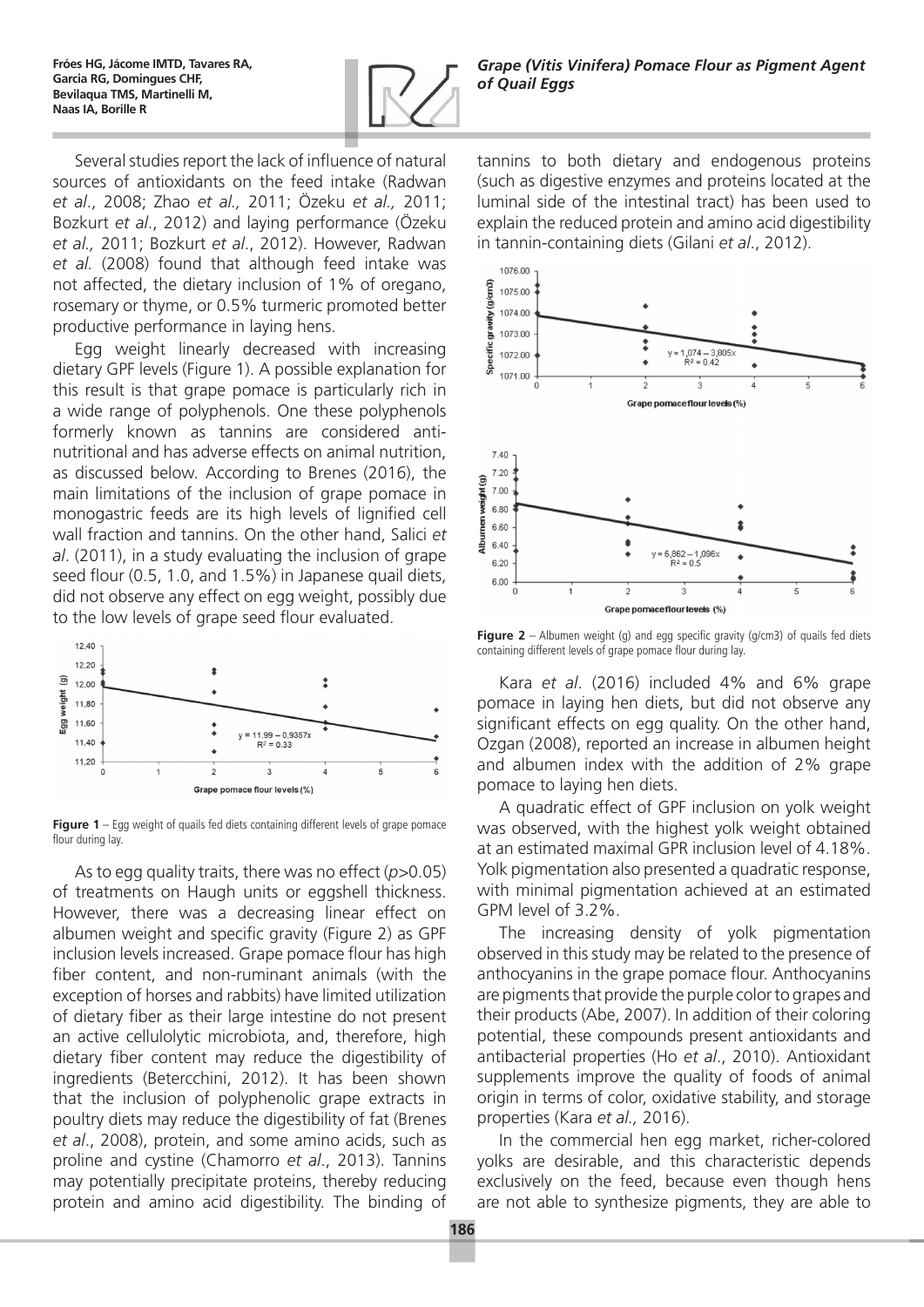Several studies report the lack of influence of natural sources of antioxidants on the feed intake (Radwan *et al*., 2008; Zhao *et al.,* 2011; Özeku *et al.,* 2011; Bozkurt *et al*., 2012) and laying performance (Özeku *et al.,* 2011; Bozkurt *et al*., 2012). However, Radwan *et al.* (2008) found that although feed intake was not affected, the dietary inclusion of 1% of oregano, rosemary or thyme, or 0.5% turmeric promoted better productive performance in laying hens.

Egg weight linearly decreased with increasing dietary GPF levels (Figure 1). A possible explanation for this result is that grape pomace is particularly rich in a wide range of polyphenols. One these polyphenols formerly known as tannins are considered anti-nutritional and has adverse effects on animal nutrition, as discussed below. According to Brenes (2016), the main limitations of the inclusion of grape pomace in monogastric feeds are its high levels of lignified cell wall fraction and tannins. On the other hand, Salici *et al*. (2011), in a study evaluating the inclusion of grape seed flour (0.5, 1.0, and 1.5%) in Japanese quail diets, did not observe any effect on egg weight, possibly due to the low levels of grape seed flour evaluated.

Egg weight (g)
12,40
12,20
12,00
11,80
11,60
11,40
11,20
0 1 2 3 4 5 6
y = 11,99 – 0,9357x
R² = 0.33
Grape pomace flour levels (%)

**Figure 1** – Egg weight of quails fed diets containing different levels of grape pomace flour during lay.

As to egg quality traits, there was no effect ($p$>0.05) of treatments on Haugh units or eggshell thickness. However, there was a decreasing linear effect on albumen weight and specific gravity (Figure 2) as GPF inclusion levels increased. Grape pomace flour has high fiber content, and non-ruminant animals (with the exception of horses and rabbits) have limited utilization of dietary fiber as their large intestine do not present an active cellulolytic microbiota, and, therefore, high dietary fiber content may reduce the digestibility of ingredients (Betercchini, 2012). It has been shown that the inclusion of polyphenolic grape extracts in poultry diets may reduce the digestibility of fat (Brenes *et al*., 2008), protein, and some amino acids, such as proline and cystine (Chamorro *et al*., 2013). Tannins may potentially precipitate proteins, thereby reducing protein and amino acid digestibility. The binding of tannins to both dietary and endogenous proteins (such as digestive enzymes and proteins located at the luminal side of the intestinal tract) has been used to explain the reduced protein and amino acid digestibility in tannin-containing diets (Gilani *et al*., 2012).

Specific gravity (g/cm3)
1076.00
1075.00
1074.00
1073.00
1072.00
1071.00
0 1 2 3 4 5 6
y = 1,074 – 3,805x
R² = 0.42
Grape pomace flour levels (%)

Albumen weight (g)
7.40
7.20
7.00
6.80
6.60
6.40
6.20
6.00
0 1 2 3 4 5 6
y = 6,862 – 1,096x
R² = 0.5
Grape pomace flour levels (%)

**Figure 2** – Albumen weight (g) and egg specific gravity (g/cm3) of quails fed diets containing different levels of grape pomace flour during lay.

Kara *et al*. (2016) included 4% and 6% grape pomace in laying hen diets, but did not observe any significant effects on egg quality. On the other hand, Ozgan (2008), reported an increase in albumen height and albumen index with the addition of 2% grape pomace to laying hen diets.

A quadratic effect of GPF inclusion on yolk weight was observed, with the highest yolk weight obtained at an estimated maximal GPR inclusion level of 4.18%. Yolk pigmentation also presented a quadratic response, with minimal pigmentation achieved at an estimated GPM level of 3.2%.

The increasing density of yolk pigmentation observed in this study may be related to the presence of anthocyanins in the grape pomace flour. Anthocyanins are pigments that provide the purple color to grapes and their products (Abe, 2007). In addition of their coloring potential, these compounds present antioxidants and antibacterial properties (Ho *et al*., 2010). Antioxidant supplements improve the quality of foods of animal origin in terms of color, oxidative stability, and storage properties (Kara *et al.,* 2016).

In the commercial hen egg market, richer-colored yolks are desirable, and this characteristic depends exclusively on the feed, because even though hens are not able to synthesize pigments, they are able to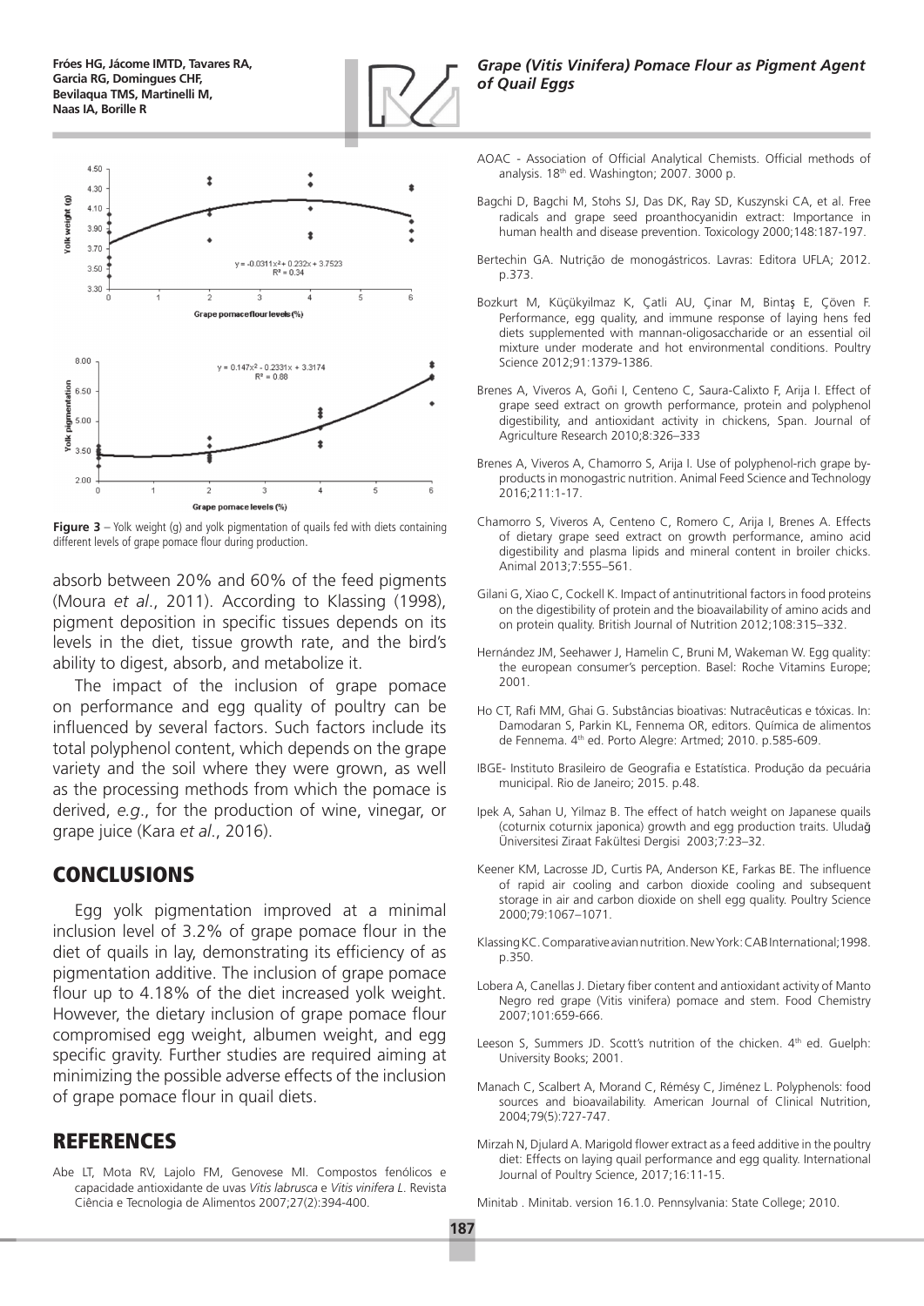Yolk weight (g)

4.50
4.30
4.10
3.90
3.70
3.50
3.30

0 1 2 3 4 5 6

$y = -0.0311x^2 + 0.232x + 3.7523$
$R^2 = 0.34$

Grape pomace flour levels (%)

Yolk pigmentation

8.00
6.50
5.00
3.50
2.00

0 1 2 3 4 5 6

$y = 0.147x^2 - 0.2331x + 3.3174$
$R^2 = 0.88$

Grape pomace levels (%)

**Figure 3** – Yolk weight (g) and yolk pigmentation of quails fed with diets containing different levels of grape pomace flour during production.

absorb between 20% and 60% of the feed pigments (Moura *et al*., 2011). According to Klassing (1998), pigment deposition in specific tissues depends on its levels in the diet, tissue growth rate, and the bird's ability to digest, absorb, and metabolize it.

The impact of the inclusion of grape pomace on performance and egg quality of poultry can be influenced by several factors. Such factors include its total polyphenol content, which depends on the grape variety and the soil where they were grown, as well as the processing methods from which the pomace is derived, *e.g*., for the production of wine, vinegar, or grape juice (Kara *et al*., 2016).

## CONCLUSIONS

Egg yolk pigmentation improved at a minimal inclusion level of 3.2% of grape pomace flour in the diet of quails in lay, demonstrating its efficiency of as pigmentation additive. The inclusion of grape pomace flour up to 4.18% of the diet increased yolk weight. However, the dietary inclusion of grape pomace flour compromised egg weight, albumen weight, and egg specific gravity. Further studies are required aiming at minimizing the possible adverse effects of the inclusion of grape pomace flour in quail diets.

## REFERENCES

Abe LT, Mota RV, Lajolo FM, Genovese MI. Compostos fenólicos e capacidade antioxidante de uvas *Vitis labrusca* e *Vitis vinifera L*. Revista Ciência e Tecnologia de Alimentos 2007;27(2):394-400.

AOAC - Association of Official Analytical Chemists. Official methods of analysis. 18th ed. Washington; 2007. 3000 p.

Bagchi D, Bagchi M, Stohs SJ, Das DK, Ray SD, Kuszynski CA, et al. Free radicals and grape seed proanthocyanidin extract: Importance in human health and disease prevention. Toxicology 2000;148:187-197.

Bertechin GA. Nutrição de monogástricos. Lavras: Editora UFLA; 2012. p.373.

Bozkurt M, Küçükyilmaz K, Çatli AU, Çinar M, Bintaş E, Çöven F. Performance, egg quality, and immune response of laying hens fed diets supplemented with mannan-oligosaccharide or an essential oil mixture under moderate and hot environmental conditions. Poultry Science 2012;91:1379-1386.

Brenes A, Viveros A, Goñi I, Centeno C, Saura-Calixto F, Arija I. Effect of grape seed extract on growth performance, protein and polyphenol digestibility, and antioxidant activity in chickens, Span. Journal of Agriculture Research 2010;8:326–333

Brenes A, Viveros A, Chamorro S, Arija I. Use of polyphenol-rich grape by-products in monogastric nutrition. Animal Feed Science and Technology 2016;211:1-17.

Chamorro S, Viveros A, Centeno C, Romero C, Arija I, Brenes A. Effects of dietary grape seed extract on growth performance, amino acid digestibility and plasma lipids and mineral content in broiler chicks. Animal 2013;7:555–561.

Gilani G, Xiao C, Cockell K. Impact of antinutritional factors in food proteins on the digestibility of protein and the bioavailability of amino acids and on protein quality. British Journal of Nutrition 2012;108:315–332.

Hernández JM, Seehawer J, Hamelin C, Bruni M, Wakeman W. Egg quality: the european consumer's perception. Basel: Roche Vitamins Europe; 2001.

Ho CT, Rafi MM, Ghai G. Substâncias bioativas: Nutracêuticas e tóxicas. In: Damodaran S, Parkin KL, Fennema OR, editors. Química de alimentos de Fennema. 4th ed. Porto Alegre: Artmed; 2010. p.585-609.

IBGE- Instituto Brasileiro de Geografia e Estatística. Produção da pecuária municipal. Rio de Janeiro; 2015. p.48.

Ipek A, Sahan U, Yilmaz B. The effect of hatch weight on Japanese quails (coturnix coturnix japonica) growth and egg production traits. Uludağ Üniversitesi Ziraat Fakültesi Dergisi 2003;7:23–32.

Keener KM, Lacrosse JD, Curtis PA, Anderson KE, Farkas BE. The influence of rapid air cooling and carbon dioxide cooling and subsequent storage in air and carbon dioxide on shell egg quality. Poultry Science 2000;79:1067–1071.

Klassing KC. Comparative avian nutrition. New York: CAB International; 1998. p.350.

Lobera A, Canellas J. Dietary fiber content and antioxidant activity of Manto Negro red grape (Vitis vinifera) pomace and stem. Food Chemistry 2007;101:659-666.

Leeson S, Summers JD. Scott's nutrition of the chicken. 4th ed. Guelph: University Books; 2001.

Manach C, Scalbert A, Morand C, Rémésy C, Jiménez L. Polyphenols: food sources and bioavailability. American Journal of Clinical Nutrition, 2004;79(5):727-747.

Mirzah N, Djulard A. Marigold flower extract as a feed additive in the poultry diet: Effects on laying quail performance and egg quality. International Journal of Poultry Science, 2017;16:11-15.

Minitab . Minitab. version 16.1.0. Pennsylvania: State College; 2010.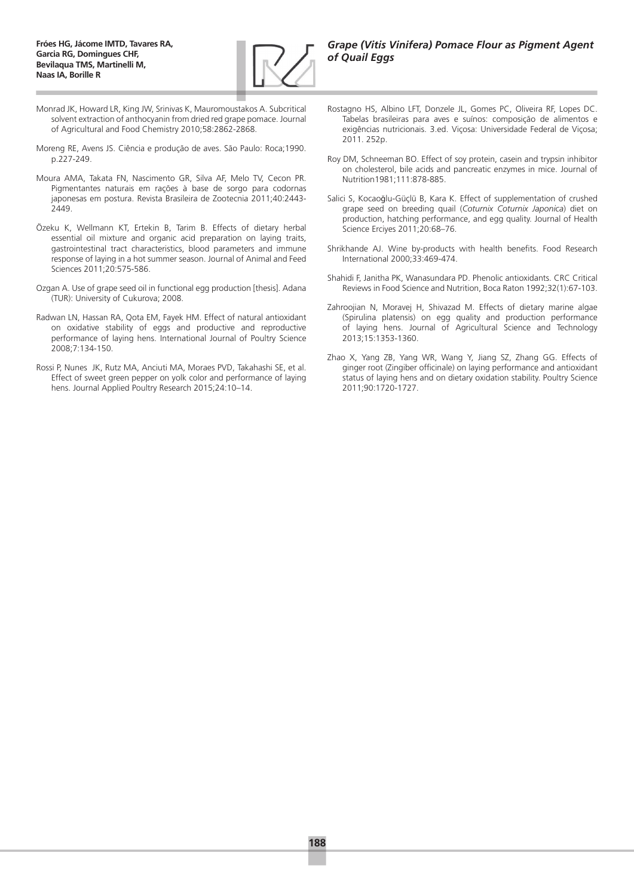Monrad JK, Howard LR, King JW, Srinivas K, Mauromoustakos A. Subcritical solvent extraction of anthocyanin from dried red grape pomace. Journal of Agricultural and Food Chemistry 2010;58:2862-2868.

Moreng RE, Avens JS. Ciência e produção de aves. São Paulo: Roca;1990. p.227-249.

Moura AMA, Takata FN, Nascimento GR, Silva AF, Melo TV, Cecon PR. Pigmentantes naturais em rações à base de sorgo para codornas japonesas em postura. Revista Brasileira de Zootecnia 2011;40:2443-2449.

Özeku K, Wellmann KT, Ertekin B, Tarim B. Effects of dietary herbal essential oil mixture and organic acid preparation on laying traits, gastrointestinal tract characteristics, blood parameters and immune response of laying in a hot summer season. Journal of Animal and Feed Sciences 2011;20:575-586.

Ozgan A. Use of grape seed oil in functional egg production [thesis]. Adana (TUR): University of Cukurova; 2008.

Radwan LN, Hassan RA, Qota EM, Fayek HM. Effect of natural antioxidant on oxidative stability of eggs and productive and reproductive performance of laying hens. International Journal of Poultry Science 2008;7:134-150.

Rossi P, Nunes JK, Rutz MA, Anciuti MA, Moraes PVD, Takahashi SE, et al. Effect of sweet green pepper on yolk color and performance of laying hens. Journal Applied Poultry Research 2015;24:10–14.

Rostagno HS, Albino LFT, Donzele JL, Gomes PC, Oliveira RF, Lopes DC. Tabelas brasileiras para aves e suínos: composição de alimentos e exigências nutricionais. 3.ed. Viçosa: Universidade Federal de Viçosa; 2011. 252p.

Roy DM, Schneeman BO. Effect of soy protein, casein and trypsin inhibitor on cholesterol, bile acids and pancreatic enzymes in mice. Journal of Nutrition1981;111:878-885.

Salici S, Kocaoğlu-Güçlü B, Kara K. Effect of supplementation of crushed grape seed on breeding quail (*Coturnix Coturnix Japonica*) diet on production, hatching performance, and egg quality. Journal of Health Science Erciyes 2011;20:68–76.

Shrikhande AJ. Wine by-products with health benefits. Food Research International 2000;33:469-474.

Shahidi F, Janitha PK, Wanasundara PD. Phenolic antioxidants. CRC Critical Reviews in Food Science and Nutrition, Boca Raton 1992;32(1):67-103.

Zahroojian N, Moravej H, Shivazad M. Effects of dietary marine algae (Spirulina platensis) on egg quality and production performance of laying hens. Journal of Agricultural Science and Technology 2013;15:1353-1360.

Zhao X, Yang ZB, Yang WR, Wang Y, Jiang SZ, Zhang GG. Effects of ginger root (Zingiber officinale) on laying performance and antioxidant status of laying hens and on dietary oxidation stability. Poultry Science 2011;90:1720-1727.